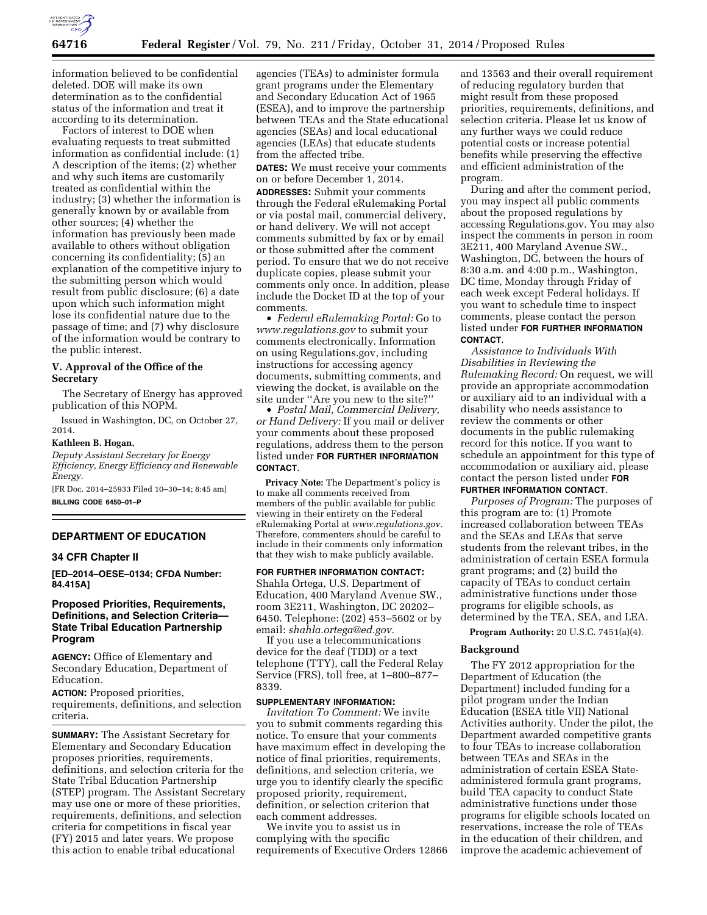information believed to be confidential deleted. DOE will make its own determination as to the confidential status of the information and treat it according to its determination.

Factors of interest to DOE when evaluating requests to treat submitted information as confidential include: (1) A description of the items; (2) whether and why such items are customarily treated as confidential within the industry; (3) whether the information is generally known by or available from other sources; (4) whether the information has previously been made available to others without obligation concerning its confidentiality; (5) an explanation of the competitive injury to the submitting person which would result from public disclosure; (6) a date upon which such information might lose its confidential nature due to the passage of time; and (7) why disclosure of the information would be contrary to the public interest.

### V. Approval of the Office of the Secretary

The Secretary of Energy has approved publication of this NOPM.

Issued in Washington, DC, on October 27, 2014.

**Kathleen B. Hogan,**

*Deputy Assistant Secretary for Energy Efficiency, Energy Efficiency and Renewable Energy.*

[FR Doc. 2014–25933 Filed 10–30–14; 8:45 am]

**BILLING CODE 6450–01–P**

## DEPARTMENT OF EDUCATION

### 34 CFR Chapter II

**[ED–2014–OESE–0134; CFDA Number: 84.415A]**

### Proposed Priorities, Requirements, Definitions, and Selection Criteria—State Tribal Education Partnership Program

**AGENCY:** Office of Elementary and Secondary Education, Department of Education.

**ACTION:** Proposed priorities, requirements, definitions, and selection criteria.

**SUMMARY:** The Assistant Secretary for Elementary and Secondary Education proposes priorities, requirements, definitions, and selection criteria for the State Tribal Education Partnership (STEP) program. The Assistant Secretary may use one or more of these priorities, requirements, definitions, and selection criteria for competitions in fiscal year (FY) 2015 and later years. We propose this action to enable tribal educational agencies (TEAs) to administer formula grant programs under the Elementary and Secondary Education Act of 1965 (ESEA), and to improve the partnership between TEAs and the State educational agencies (SEAs) and local educational agencies (LEAs) that educate students from the affected tribe.

**DATES:** We must receive your comments on or before December 1, 2014.

**ADDRESSES:** Submit your comments through the Federal eRulemaking Portal or via postal mail, commercial delivery, or hand delivery. We will not accept comments submitted by fax or by email or those submitted after the comment period. To ensure that we do not receive duplicate copies, please submit your comments only once. In addition, please include the Docket ID at the top of your comments.

- *Federal eRulemaking Portal:* Go to *www.regulations.gov* to submit your comments electronically. Information on using Regulations.gov, including instructions for accessing agency documents, submitting comments, and viewing the docket, is available on the site under ''Are you new to the site?''
- *Postal Mail, Commercial Delivery, or Hand Delivery:* If you mail or deliver your comments about these proposed regulations, address them to the person listed under **FOR FURTHER INFORMATION CONTACT**.

**Privacy Note:** The Department's policy is to make all comments received from members of the public available for public viewing in their entirety on the Federal eRulemaking Portal at *www.regulations.gov.* Therefore, commenters should be careful to include in their comments only information that they wish to make publicly available.

**FOR FURTHER INFORMATION CONTACT:** Shahla Ortega, U.S. Department of Education, 400 Maryland Avenue SW., room 3E211, Washington, DC 20202–6450. Telephone: (202) 453–5602 or by email: *shahla.ortega@ed.gov.*

If you use a telecommunications device for the deaf (TDD) or a text telephone (TTY), call the Federal Relay Service (FRS), toll free, at 1–800–877–8339.

**SUPPLEMENTARY INFORMATION:**

*Invitation To Comment:* We invite you to submit comments regarding this notice. To ensure that your comments have maximum effect in developing the notice of final priorities, requirements, definitions, and selection criteria, we urge you to identify clearly the specific proposed priority, requirement, definition, or selection criterion that each comment addresses.

We invite you to assist us in complying with the specific requirements of Executive Orders 12866 and 13563 and their overall requirement of reducing regulatory burden that might result from these proposed priorities, requirements, definitions, and selection criteria. Please let us know of any further ways we could reduce potential costs or increase potential benefits while preserving the effective and efficient administration of the program.

During and after the comment period, you may inspect all public comments about the proposed regulations by accessing Regulations.gov. You may also inspect the comments in person in room 3E211, 400 Maryland Avenue SW., Washington, DC, between the hours of 8:30 a.m. and 4:00 p.m., Washington, DC time, Monday through Friday of each week except Federal holidays. If you want to schedule time to inspect comments, please contact the person listed under **FOR FURTHER INFORMATION CONTACT**.

*Assistance to Individuals With Disabilities in Reviewing the Rulemaking Record:* On request, we will provide an appropriate accommodation or auxiliary aid to an individual with a disability who needs assistance to review the comments or other documents in the public rulemaking record for this notice. If you want to schedule an appointment for this type of accommodation or auxiliary aid, please contact the person listed under **FOR FURTHER INFORMATION CONTACT**.

*Purposes of Program:* The purposes of this program are to: (1) Promote increased collaboration between TEAs and the SEAs and LEAs that serve students from the relevant tribes, in the administration of certain ESEA formula grant programs; and (2) build the capacity of TEAs to conduct certain administrative functions under those programs for eligible schools, as determined by the TEA, SEA, and LEA.

**Program Authority:** 20 U.S.C. 7451(a)(4).

### Background

The FY 2012 appropriation for the Department of Education (the Department) included funding for a pilot program under the Indian Education (ESEA title VII) National Activities authority. Under the pilot, the Department awarded competitive grants to four TEAs to increase collaboration between TEAs and SEAs in the administration of certain ESEA State-administered formula grant programs, build TEA capacity to conduct State administrative functions under those programs for eligible schools located on reservations, increase the role of TEAs in the education of their children, and improve the academic achievement of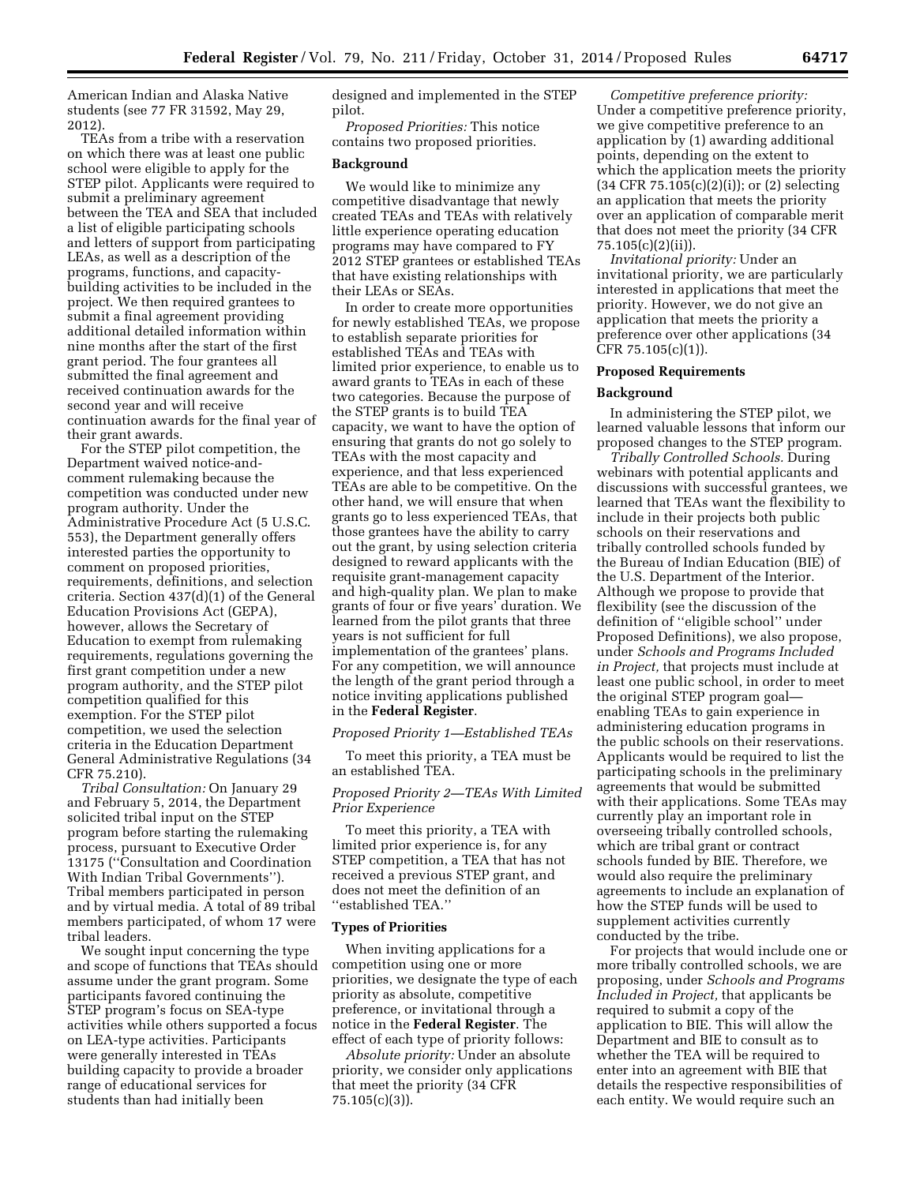American Indian and Alaska Native students (see 77 FR 31592, May 29, 2012).

TEAs from a tribe with a reservation on which there was at least one public school were eligible to apply for the STEP pilot. Applicants were required to submit a preliminary agreement between the TEA and SEA that included a list of eligible participating schools and letters of support from participating LEAs, as well as a description of the programs, functions, and capacity-building activities to be included in the project. We then required grantees to submit a final agreement providing additional detailed information within nine months after the start of the first grant period. The four grantees all submitted the final agreement and received continuation awards for the second year and will receive continuation awards for the final year of their grant awards.

For the STEP pilot competition, the Department waived notice-and-comment rulemaking because the competition was conducted under new program authority. Under the Administrative Procedure Act (5 U.S.C. 553), the Department generally offers interested parties the opportunity to comment on proposed priorities, requirements, definitions, and selection criteria. Section 437(d)(1) of the General Education Provisions Act (GEPA), however, allows the Secretary of Education to exempt from rulemaking requirements, regulations governing the first grant competition under a new program authority, and the STEP pilot competition qualified for this exemption. For the STEP pilot competition, we used the selection criteria in the Education Department General Administrative Regulations (34 CFR 75.210).

*Tribal Consultation:* On January 29 and February 5, 2014, the Department solicited tribal input on the STEP program before starting the rulemaking process, pursuant to Executive Order 13175 (''Consultation and Coordination With Indian Tribal Governments''). Tribal members participated in person and by virtual media. A total of 89 tribal members participated, of whom 17 were tribal leaders.

We sought input concerning the type and scope of functions that TEAs should assume under the grant program. Some participants favored continuing the STEP program's focus on SEA-type activities while others supported a focus on LEA-type activities. Participants were generally interested in TEAs building capacity to provide a broader range of educational services for students than had initially been designed and implemented in the STEP pilot.

*Proposed Priorities:* This notice contains two proposed priorities.

**Background**

We would like to minimize any competitive disadvantage that newly created TEAs and TEAs with relatively little experience operating education programs may have compared to FY 2012 STEP grantees or established TEAs that have existing relationships with their LEAs or SEAs.

In order to create more opportunities for newly established TEAs, we propose to establish separate priorities for established TEAs and TEAs with limited prior experience, to enable us to award grants to TEAs in each of these two categories. Because the purpose of the STEP grants is to build TEA capacity, we want to have the option of ensuring that grants do not go solely to TEAs with the most capacity and experience, and that less experienced TEAs are able to be competitive. On the other hand, we will ensure that when grants go to less experienced TEAs, that those grantees have the ability to carry out the grant, by using selection criteria designed to reward applicants with the requisite grant-management capacity and high-quality plan. We plan to make grants of four or five years' duration. We learned from the pilot grants that three years is not sufficient for full implementation of the grantees' plans. For any competition, we will announce the length of the grant period through a notice inviting applications published in the **Federal Register**.

*Proposed Priority 1—Established TEAs*

To meet this priority, a TEA must be an established TEA.

*Proposed Priority 2—TEAs With Limited Prior Experience*

To meet this priority, a TEA with limited prior experience is, for any STEP competition, a TEA that has not received a previous STEP grant, and does not meet the definition of an ''established TEA.''

**Types of Priorities**

When inviting applications for a competition using one or more priorities, we designate the type of each priority as absolute, competitive preference, or invitational through a notice in the **Federal Register**. The effect of each type of priority follows:

*Absolute priority:* Under an absolute priority, we consider only applications that meet the priority (34 CFR 75.105(c)(3)).

*Competitive preference priority:* Under a competitive preference priority, we give competitive preference to an application by (1) awarding additional points, depending on the extent to which the application meets the priority (34 CFR 75.105(c)(2)(i)); or (2) selecting an application that meets the priority over an application of comparable merit that does not meet the priority (34 CFR 75.105(c)(2)(ii)).

*Invitational priority:* Under an invitational priority, we are particularly interested in applications that meet the priority. However, we do not give an application that meets the priority a preference over other applications (34 CFR 75.105(c)(1)).

**Proposed Requirements**

**Background**

In administering the STEP pilot, we learned valuable lessons that inform our proposed changes to the STEP program.

*Tribally Controlled Schools.* During webinars with potential applicants and discussions with successful grantees, we learned that TEAs want the flexibility to include in their projects both public schools on their reservations and tribally controlled schools funded by the Bureau of Indian Education (BIE) of the U.S. Department of the Interior. Although we propose to provide that flexibility (see the discussion of the definition of ''eligible school'' under Proposed Definitions), we also propose, under *Schools and Programs Included in Project,* that projects must include at least one public school, in order to meet the original STEP program goal—enabling TEAs to gain experience in administering education programs in the public schools on their reservations. Applicants would be required to list the participating schools in the preliminary agreements that would be submitted with their applications. Some TEAs may currently play an important role in overseeing tribally controlled schools, which are tribal grant or contract schools funded by BIE. Therefore, we would also require the preliminary agreements to include an explanation of how the STEP funds will be used to supplement activities currently conducted by the tribe.

For projects that would include one or more tribally controlled schools, we are proposing, under *Schools and Programs Included in Project,* that applicants be required to submit a copy of the application to BIE. This will allow the Department and BIE to consult as to whether the TEA will be required to enter into an agreement with BIE that details the respective responsibilities of each entity. We would require such an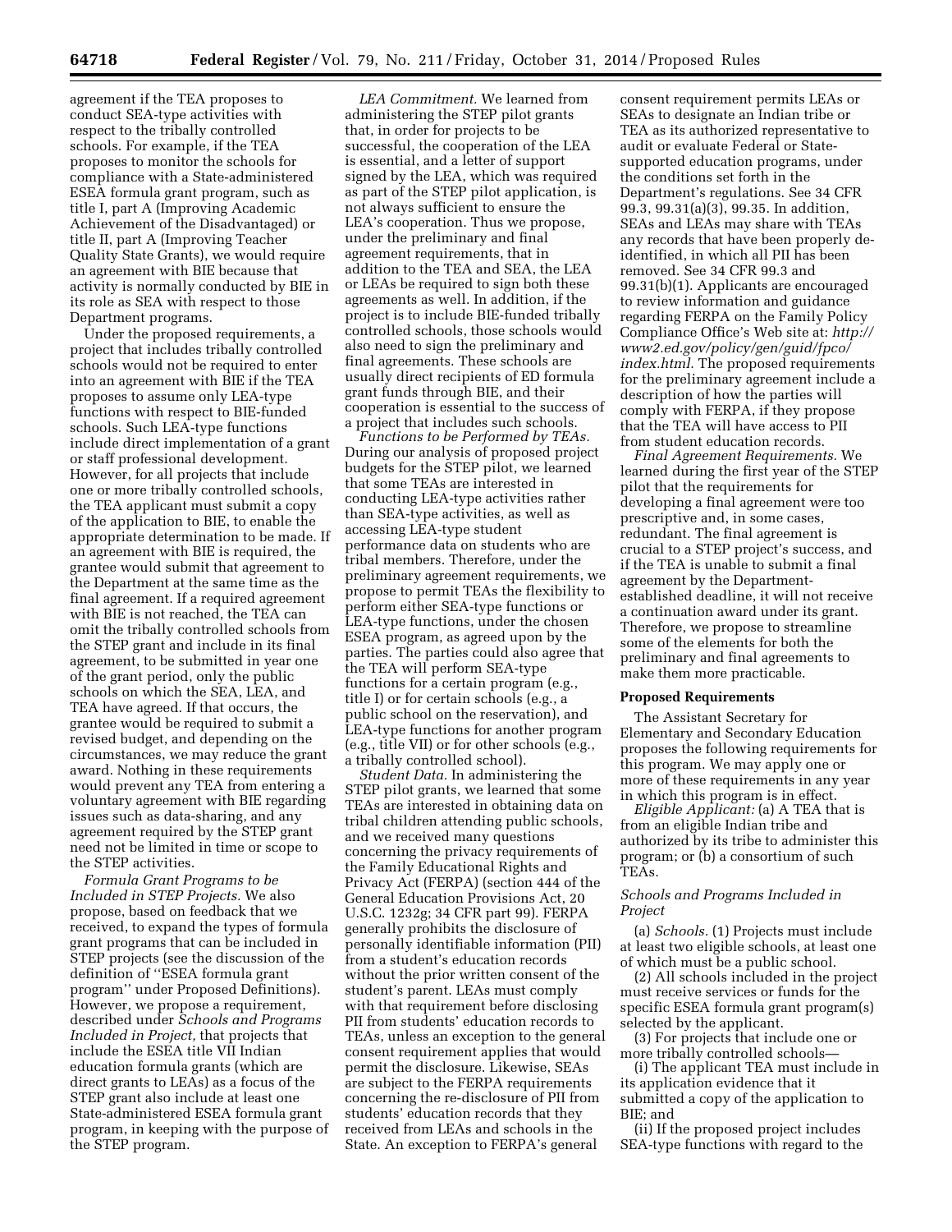agreement if the TEA proposes to conduct SEA-type activities with respect to the tribally controlled schools. For example, if the TEA proposes to monitor the schools for compliance with a State-administered ESEA formula grant program, such as title I, part A (Improving Academic Achievement of the Disadvantaged) or title II, part A (Improving Teacher Quality State Grants), we would require an agreement with BIE because that activity is normally conducted by BIE in its role as SEA with respect to those Department programs.

Under the proposed requirements, a project that includes tribally controlled schools would not be required to enter into an agreement with BIE if the TEA proposes to assume only LEA-type functions with respect to BIE-funded schools. Such LEA-type functions include direct implementation of a grant or staff professional development. However, for all projects that include one or more tribally controlled schools, the TEA applicant must submit a copy of the application to BIE, to enable the appropriate determination to be made. If an agreement with BIE is required, the grantee would submit that agreement to the Department at the same time as the final agreement. If a required agreement with BIE is not reached, the TEA can omit the tribally controlled schools from the STEP grant and include in its final agreement, to be submitted in year one of the grant period, only the public schools on which the SEA, LEA, and TEA have agreed. If that occurs, the grantee would be required to submit a revised budget, and depending on the circumstances, we may reduce the grant award. Nothing in these requirements would prevent any TEA from entering a voluntary agreement with BIE regarding issues such as data-sharing, and any agreement required by the STEP grant need not be limited in time or scope to the STEP activities.

*Formula Grant Programs to be Included in STEP Projects.* We also propose, based on feedback that we received, to expand the types of formula grant programs that can be included in STEP projects (see the discussion of the definition of "ESEA formula grant program" under Proposed Definitions). However, we propose a requirement, described under *Schools and Programs Included in Project,* that projects that include the ESEA title VII Indian education formula grants (which are direct grants to LEAs) as a focus of the STEP grant also include at least one State-administered ESEA formula grant program, in keeping with the purpose of the STEP program.

*LEA Commitment.* We learned from administering the STEP pilot grants that, in order for projects to be successful, the cooperation of the LEA is essential, and a letter of support signed by the LEA, which was required as part of the STEP pilot application, is not always sufficient to ensure the LEA's cooperation. Thus we propose, under the preliminary and final agreement requirements, that in addition to the TEA and SEA, the LEA or LEAs be required to sign both these agreements as well. In addition, if the project is to include BIE-funded tribally controlled schools, those schools would also need to sign the preliminary and final agreements. These schools are usually direct recipients of ED formula grant funds through BIE, and their cooperation is essential to the success of a project that includes such schools.

*Functions to be Performed by TEAs.* During our analysis of proposed project budgets for the STEP pilot, we learned that some TEAs are interested in conducting LEA-type activities rather than SEA-type activities, as well as accessing LEA-type student performance data on students who are tribal members. Therefore, under the preliminary agreement requirements, we propose to permit TEAs the flexibility to perform either SEA-type functions or LEA-type functions, under the chosen ESEA program, as agreed upon by the parties. The parties could also agree that the TEA will perform SEA-type functions for a certain program (e.g., title I) or for certain schools (e.g., a public school on the reservation), and LEA-type functions for another program (e.g., title VII) or for other schools (e.g., a tribally controlled school).

*Student Data.* In administering the STEP pilot grants, we learned that some TEAs are interested in obtaining data on tribal children attending public schools, and we received many questions concerning the privacy requirements of the Family Educational Rights and Privacy Act (FERPA) (section 444 of the General Education Provisions Act, 20 U.S.C. 1232g; 34 CFR part 99). FERPA generally prohibits the disclosure of personally identifiable information (PII) from a student's education records without the prior written consent of the student's parent. LEAs must comply with that requirement before disclosing PII from students' education records to TEAs, unless an exception to the general consent requirement applies that would permit the disclosure. Likewise, SEAs are subject to the FERPA requirements concerning the re-disclosure of PII from students' education records that they received from LEAs and schools in the State. An exception to FERPA's general consent requirement permits LEAs or SEAs to designate an Indian tribe or TEA as its authorized representative to audit or evaluate Federal or State-supported education programs, under the conditions set forth in the Department's regulations. See 34 CFR 99.3, 99.31(a)(3), 99.35. In addition, SEAs and LEAs may share with TEAs any records that have been properly de-identified, in which all PII has been removed. See 34 CFR 99.3 and 99.31(b)(1). Applicants are encouraged to review information and guidance regarding FERPA on the Family Policy Compliance Office's Web site at: *http://www2.ed.gov/policy/gen/guid/fpco/index.html.* The proposed requirements for the preliminary agreement include a description of how the parties will comply with FERPA, if they propose that the TEA will have access to PII from student education records.

*Final Agreement Requirements.* We learned during the first year of the STEP pilot that the requirements for developing a final agreement were too prescriptive and, in some cases, redundant. The final agreement is crucial to a STEP project's success, and if the TEA is unable to submit a final agreement by the Department-established deadline, it will not receive a continuation award under its grant. Therefore, we propose to streamline some of the elements for both the preliminary and final agreements to make them more practicable.

## Proposed Requirements

The Assistant Secretary for Elementary and Secondary Education proposes the following requirements for this program. We may apply one or more of these requirements in any year in which this program is in effect.

*Eligible Applicant:* (a) A TEA that is from an eligible Indian tribe and authorized by its tribe to administer this program; or (b) a consortium of such TEAs.

### *Schools and Programs Included in Project*

(a) *Schools.* (1) Projects must include at least two eligible schools, at least one of which must be a public school.

(2) All schools included in the project must receive services or funds for the specific ESEA formula grant program(s) selected by the applicant.

(3) For projects that include one or more tribally controlled schools—

(i) The applicant TEA must include in its application evidence that it submitted a copy of the application to BIE; and

(ii) If the proposed project includes SEA-type functions with regard to the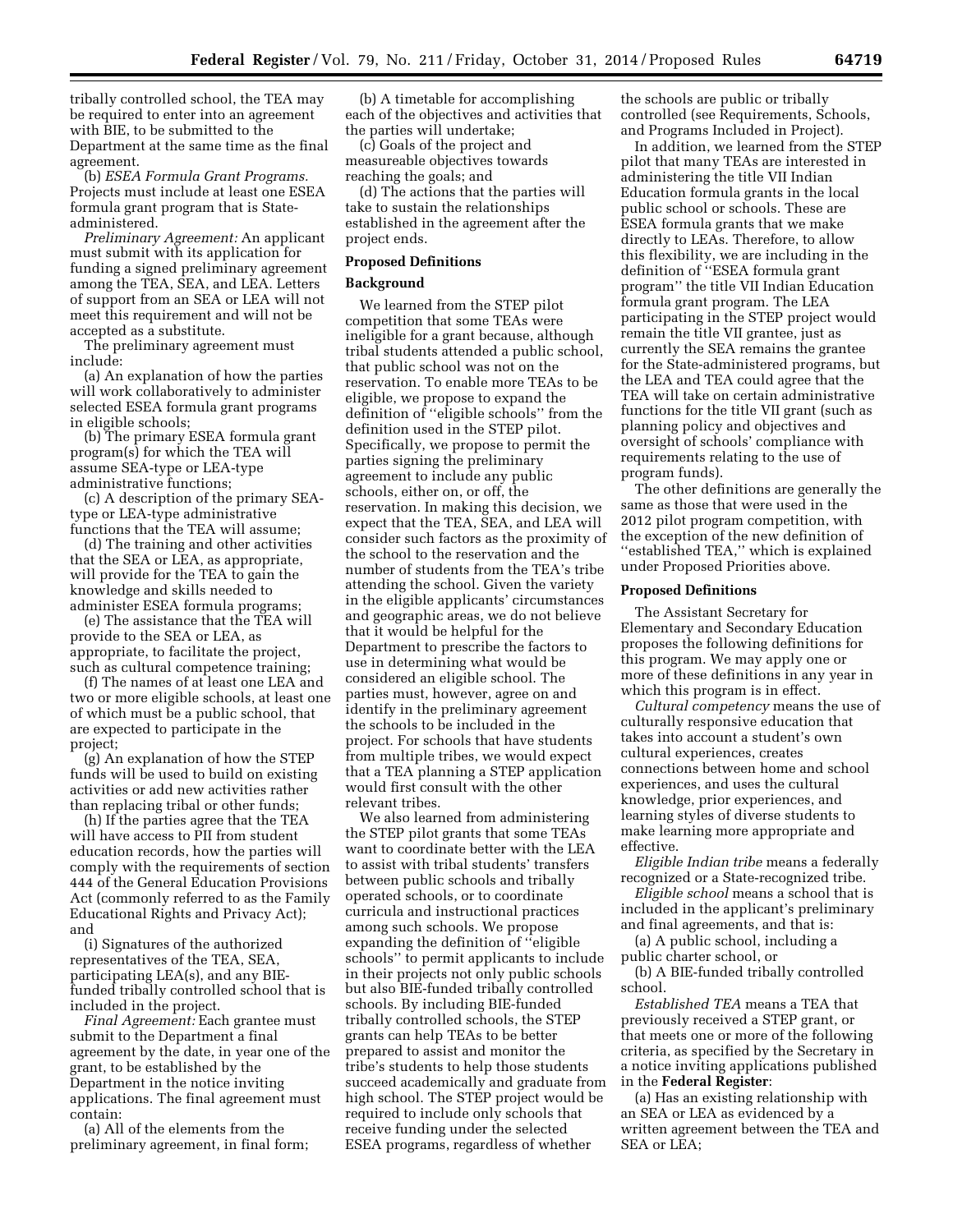tribally controlled school, the TEA may be required to enter into an agreement with BIE, to be submitted to the Department at the same time as the final agreement.

(b) *ESEA Formula Grant Programs.* Projects must include at least one ESEA formula grant program that is State-administered.

*Preliminary Agreement:* An applicant must submit with its application for funding a signed preliminary agreement among the TEA, SEA, and LEA. Letters of support from an SEA or LEA will not meet this requirement and will not be accepted as a substitute.

The preliminary agreement must include:

(a) An explanation of how the parties will work collaboratively to administer selected ESEA formula grant programs in eligible schools;

(b) The primary ESEA formula grant program(s) for which the TEA will assume SEA-type or LEA-type administrative functions;

(c) A description of the primary SEA-type or LEA-type administrative functions that the TEA will assume;

(d) The training and other activities that the SEA or LEA, as appropriate, will provide for the TEA to gain the knowledge and skills needed to administer ESEA formula programs;

(e) The assistance that the TEA will provide to the SEA or LEA, as appropriate, to facilitate the project, such as cultural competence training;

(f) The names of at least one LEA and two or more eligible schools, at least one of which must be a public school, that are expected to participate in the project;

(g) An explanation of how the STEP funds will be used to build on existing activities or add new activities rather than replacing tribal or other funds;

(h) If the parties agree that the TEA will have access to PII from student education records, how the parties will comply with the requirements of section 444 of the General Education Provisions Act (commonly referred to as the Family Educational Rights and Privacy Act); and

(i) Signatures of the authorized representatives of the TEA, SEA, participating LEA(s), and any BIE-funded tribally controlled school that is included in the project.

*Final Agreement:* Each grantee must submit to the Department a final agreement by the date, in year one of the grant, to be established by the Department in the notice inviting applications. The final agreement must contain:

(a) All of the elements from the preliminary agreement, in final form;

(b) A timetable for accomplishing each of the objectives and activities that the parties will undertake;

(c) Goals of the project and measureable objectives towards reaching the goals; and

(d) The actions that the parties will take to sustain the relationships established in the agreement after the project ends.

**Proposed Definitions**

**Background**

We learned from the STEP pilot competition that some TEAs were ineligible for a grant because, although tribal students attended a public school, that public school was not on the reservation. To enable more TEAs to be eligible, we propose to expand the definition of "eligible schools" from the definition used in the STEP pilot. Specifically, we propose to permit the parties signing the preliminary agreement to include any public schools, either on, or off, the reservation. In making this decision, we expect that the TEA, SEA, and LEA will consider such factors as the proximity of the school to the reservation and the number of students from the TEA's tribe attending the school. Given the variety in the eligible applicants' circumstances and geographic areas, we do not believe that it would be helpful for the Department to prescribe the factors to use in determining what would be considered an eligible school. The parties must, however, agree on and identify in the preliminary agreement the schools to be included in the project. For schools that have students from multiple tribes, we would expect that a TEA planning a STEP application would first consult with the other relevant tribes.

We also learned from administering the STEP pilot grants that some TEAs want to coordinate better with the LEA to assist with tribal students' transfers between public schools and tribally operated schools, or to coordinate curricula and instructional practices among such schools. We propose expanding the definition of "eligible schools" to permit applicants to include in their projects not only public schools but also BIE-funded tribally controlled schools. By including BIE-funded tribally controlled schools, the STEP grants can help TEAs to be better prepared to assist and monitor the tribe's students to help those students succeed academically and graduate from high school. The STEP project would be required to include only schools that receive funding under the selected ESEA programs, regardless of whether the schools are public or tribally controlled (see Requirements, Schools, and Programs Included in Project).

In addition, we learned from the STEP pilot that many TEAs are interested in administering the title VII Indian Education formula grants in the local public school or schools. These are ESEA formula grants that we make directly to LEAs. Therefore, to allow this flexibility, we are including in the definition of "ESEA formula grant program" the title VII Indian Education formula grant program. The LEA participating in the STEP project would remain the title VII grantee, just as currently the SEA remains the grantee for the State-administered programs, but the LEA and TEA could agree that the TEA will take on certain administrative functions for the title VII grant (such as planning policy and objectives and oversight of schools' compliance with requirements relating to the use of program funds).

The other definitions are generally the same as those that were used in the 2012 pilot program competition, with the exception of the new definition of "established TEA," which is explained under Proposed Priorities above.

**Proposed Definitions**

The Assistant Secretary for Elementary and Secondary Education proposes the following definitions for this program. We may apply one or more of these definitions in any year in which this program is in effect.

*Cultural competency* means the use of culturally responsive education that takes into account a student's own cultural experiences, creates connections between home and school experiences, and uses the cultural knowledge, prior experiences, and learning styles of diverse students to make learning more appropriate and effective.

*Eligible Indian tribe* means a federally recognized or a State-recognized tribe.

*Eligible school* means a school that is included in the applicant's preliminary and final agreements, and that is:

(a) A public school, including a public charter school, or

(b) A BIE-funded tribally controlled school.

*Established TEA* means a TEA that previously received a STEP grant, or that meets one or more of the following criteria, as specified by the Secretary in a notice inviting applications published in the **Federal Register**:

(a) Has an existing relationship with an SEA or LEA as evidenced by a written agreement between the TEA and SEA or LEA;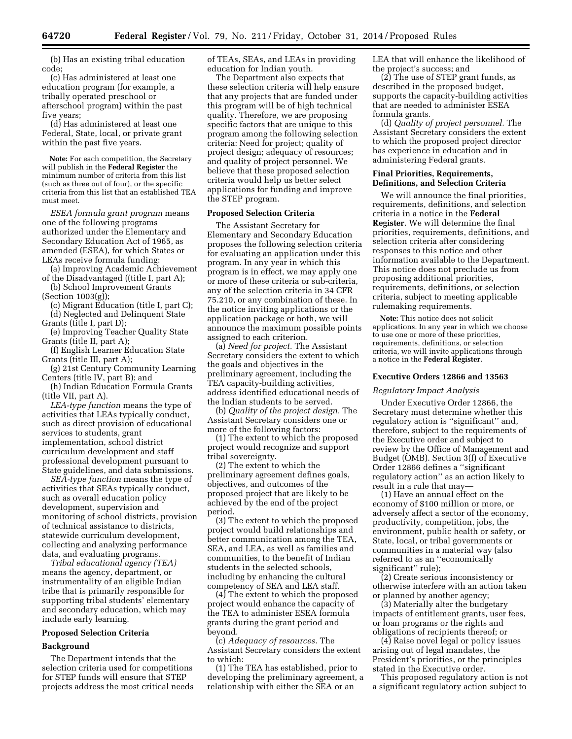(b) Has an existing tribal education code;

(c) Has administered at least one education program (for example, a tribally operated preschool or afterschool program) within the past five years;

(d) Has administered at least one Federal, State, local, or private grant within the past five years.

**Note:** For each competition, the Secretary will publish in the **Federal Register** the minimum number of criteria from this list (such as three out of four), or the specific criteria from this list that an established TEA must meet.

*ESEA formula grant program* means one of the following programs authorized under the Elementary and Secondary Education Act of 1965, as amended (ESEA), for which States or LEAs receive formula funding:

(a) Improving Academic Achievement of the Disadvantaged ((title I, part A);

(b) School Improvement Grants (Section 1003(g));

(c) Migrant Education (title I, part C);

(d) Neglected and Delinquent State Grants (title I, part D);

(e) Improving Teacher Quality State Grants (title II, part A);

(f) English Learner Education State Grants (title III, part A);

(g) 21st Century Community Learning Centers (title IV, part B); and

(h) Indian Education Formula Grants (title VII, part A).

*LEA-type function* means the type of activities that LEAs typically conduct, such as direct provision of educational services to students, grant implementation, school district curriculum development and staff professional development pursuant to State guidelines, and data submissions.

*SEA-type function* means the type of activities that SEAs typically conduct, such as overall education policy development, supervision and monitoring of school districts, provision of technical assistance to districts, statewide curriculum development, collecting and analyzing performance data, and evaluating programs.

*Tribal educational agency (TEA)* means the agency, department, or instrumentality of an eligible Indian tribe that is primarily responsible for supporting tribal students' elementary and secondary education, which may include early learning.

## Proposed Selection Criteria

### Background

The Department intends that the selection criteria used for competitions for STEP funds will ensure that STEP projects address the most critical needs of TEAs, SEAs, and LEAs in providing education for Indian youth.

The Department also expects that these selection criteria will help ensure that any projects that are funded under this program will be of high technical quality. Therefore, we are proposing specific factors that are unique to this program among the following selection criteria: Need for project; quality of project design; adequacy of resources; and quality of project personnel. We believe that these proposed selection criteria would help us better select applications for funding and improve the STEP program.

### Proposed Selection Criteria

The Assistant Secretary for Elementary and Secondary Education proposes the following selection criteria for evaluating an application under this program. In any year in which this program is in effect, we may apply one or more of these criteria or sub-criteria, any of the selection criteria in 34 CFR 75.210, or any combination of these. In the notice inviting applications or the application package or both, we will announce the maximum possible points assigned to each criterion.

(a) *Need for project.* The Assistant Secretary considers the extent to which the goals and objectives in the preliminary agreement, including the TEA capacity-building activities, address identified educational needs of the Indian students to be served.

(b) *Quality of the project design.* The Assistant Secretary considers one or more of the following factors:

(1) The extent to which the proposed project would recognize and support tribal sovereignty.

(2) The extent to which the preliminary agreement defines goals, objectives, and outcomes of the proposed project that are likely to be achieved by the end of the project period.

(3) The extent to which the proposed project would build relationships and better communication among the TEA, SEA, and LEA, as well as families and communities, to the benefit of Indian students in the selected schools, including by enhancing the cultural competency of SEA and LEA staff.

(4) The extent to which the proposed project would enhance the capacity of the TEA to administer ESEA formula grants during the grant period and beyond.

(c) *Adequacy of resources.* The Assistant Secretary considers the extent to which:

(1) The TEA has established, prior to developing the preliminary agreement, a relationship with either the SEA or an LEA that will enhance the likelihood of the project's success; and

(2) The use of STEP grant funds, as described in the proposed budget, supports the capacity-building activities that are needed to administer ESEA formula grants.

(d) *Quality of project personnel.* The Assistant Secretary considers the extent to which the proposed project director has experience in education and in administering Federal grants.

## Final Priorities, Requirements, Definitions, and Selection Criteria

We will announce the final priorities, requirements, definitions, and selection criteria in a notice in the **Federal Register**. We will determine the final priorities, requirements, definitions, and selection criteria after considering responses to this notice and other information available to the Department. This notice does not preclude us from proposing additional priorities, requirements, definitions, or selection criteria, subject to meeting applicable rulemaking requirements.

**Note:** This notice does not solicit applications. In any year in which we choose to use one or more of these priorities, requirements, definitions, or selection criteria, we will invite applications through a notice in the **Federal Register**.

## Executive Orders 12866 and 13563

*Regulatory Impact Analysis*

Under Executive Order 12866, the Secretary must determine whether this regulatory action is "significant" and, therefore, subject to the requirements of the Executive order and subject to review by the Office of Management and Budget (OMB). Section 3(f) of Executive Order 12866 defines a "significant regulatory action" as an action likely to result in a rule that may—

(1) Have an annual effect on the economy of $100 million or more, or adversely affect a sector of the economy, productivity, competition, jobs, the environment, public health or safety, or State, local, or tribal governments or communities in a material way (also referred to as an "economically significant" rule);

(2) Create serious inconsistency or otherwise interfere with an action taken or planned by another agency;

(3) Materially alter the budgetary impacts of entitlement grants, user fees, or loan programs or the rights and obligations of recipients thereof; or

(4) Raise novel legal or policy issues arising out of legal mandates, the President's priorities, or the principles stated in the Executive order.

This proposed regulatory action is not a significant regulatory action subject to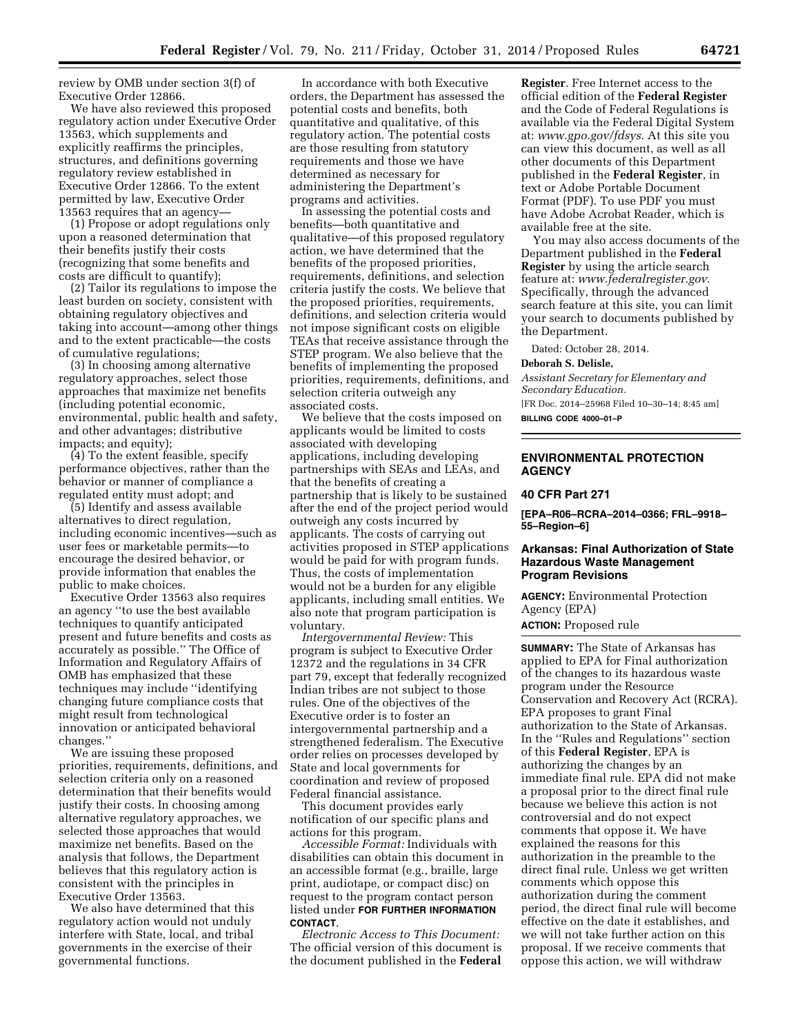review by OMB under section 3(f) of Executive Order 12866.

We have also reviewed this proposed regulatory action under Executive Order 13563, which supplements and explicitly reaffirms the principles, structures, and definitions governing regulatory review established in Executive Order 12866. To the extent permitted by law, Executive Order 13563 requires that an agency—

(1) Propose or adopt regulations only upon a reasoned determination that their benefits justify their costs (recognizing that some benefits and costs are difficult to quantify);

(2) Tailor its regulations to impose the least burden on society, consistent with obtaining regulatory objectives and taking into account—among other things and to the extent practicable—the costs of cumulative regulations;

(3) In choosing among alternative regulatory approaches, select those approaches that maximize net benefits (including potential economic, environmental, public health and safety, and other advantages; distributive impacts; and equity);

(4) To the extent feasible, specify performance objectives, rather than the behavior or manner of compliance a regulated entity must adopt; and

(5) Identify and assess available alternatives to direct regulation, including economic incentives—such as user fees or marketable permits—to encourage the desired behavior, or provide information that enables the public to make choices.

Executive Order 13563 also requires an agency "to use the best available techniques to quantify anticipated present and future benefits and costs as accurately as possible." The Office of Information and Regulatory Affairs of OMB has emphasized that these techniques may include "identifying changing future compliance costs that might result from technological innovation or anticipated behavioral changes."

We are issuing these proposed priorities, requirements, definitions, and selection criteria only on a reasoned determination that their benefits would justify their costs. In choosing among alternative regulatory approaches, we selected those approaches that would maximize net benefits. Based on the analysis that follows, the Department believes that this regulatory action is consistent with the principles in Executive Order 13563.

We also have determined that this regulatory action would not unduly interfere with State, local, and tribal governments in the exercise of their governmental functions.

In accordance with both Executive orders, the Department has assessed the potential costs and benefits, both quantitative and qualitative, of this regulatory action. The potential costs are those resulting from statutory requirements and those we have determined as necessary for administering the Department's programs and activities.

In assessing the potential costs and benefits—both quantitative and qualitative—of this proposed regulatory action, we have determined that the benefits of the proposed priorities, requirements, definitions, and selection criteria justify the costs. We believe that the proposed priorities, requirements, definitions, and selection criteria would not impose significant costs on eligible TEAs that receive assistance through the STEP program. We also believe that the benefits of implementing the proposed priorities, requirements, definitions, and selection criteria outweigh any associated costs.

We believe that the costs imposed on applicants would be limited to costs associated with developing applications, including developing partnerships with SEAs and LEAs, and that the benefits of creating a partnership that is likely to be sustained after the end of the project period would outweigh any costs incurred by applicants. The costs of carrying out activities proposed in STEP applications would be paid for with program funds. Thus, the costs of implementation would not be a burden for any eligible applicants, including small entities. We also note that program participation is voluntary.

*Intergovernmental Review:* This program is subject to Executive Order 12372 and the regulations in 34 CFR part 79, except that federally recognized Indian tribes are not subject to those rules. One of the objectives of the Executive order is to foster an intergovernmental partnership and a strengthened federalism. The Executive order relies on processes developed by State and local governments for coordination and review of proposed Federal financial assistance.

This document provides early notification of our specific plans and actions for this program.

*Accessible Format:* Individuals with disabilities can obtain this document in an accessible format (e.g., braille, large print, audiotape, or compact disc) on request to the program contact person listed under **FOR FURTHER INFORMATION CONTACT**.

*Electronic Access to This Document:* The official version of this document is the document published in the **Federal Register**. Free Internet access to the official edition of the **Federal Register** and the Code of Federal Regulations is available via the Federal Digital System at: *www.gpo.gov/fdsys*. At this site you can view this document, as well as all other documents of this Department published in the **Federal Register**, in text or Adobe Portable Document Format (PDF). To use PDF you must have Adobe Acrobat Reader, which is available free at the site.

You may also access documents of the Department published in the **Federal Register** by using the article search feature at: *www.federalregister.gov*. Specifically, through the advanced search feature at this site, you can limit your search to documents published by the Department.

Dated: October 28, 2014.

**Deborah S. Delisle,**

*Assistant Secretary for Elementary and Secondary Education.*

[FR Doc. 2014–25968 Filed 10–30–14; 8:45 am]

**BILLING CODE 4000–01–P**

## ENVIRONMENTAL PROTECTION AGENCY

### 40 CFR Part 271

**[EPA–R06–RCRA–2014–0366; FRL–9918–55–Region–6]**

### Arkansas: Final Authorization of State Hazardous Waste Management Program Revisions

**AGENCY:** Environmental Protection Agency (EPA)

**ACTION:** Proposed rule

**SUMMARY:** The State of Arkansas has applied to EPA for Final authorization of the changes to its hazardous waste program under the Resource Conservation and Recovery Act (RCRA). EPA proposes to grant Final authorization to the State of Arkansas. In the "Rules and Regulations" section of this **Federal Register**, EPA is authorizing the changes by an immediate final rule. EPA did not make a proposal prior to the direct final rule because we believe this action is not controversial and do not expect comments that oppose it. We have explained the reasons for this authorization in the preamble to the direct final rule. Unless we get written comments which oppose this authorization during the comment period, the direct final rule will become effective on the date it establishes, and we will not take further action on this proposal. If we receive comments that oppose this action, we will withdraw